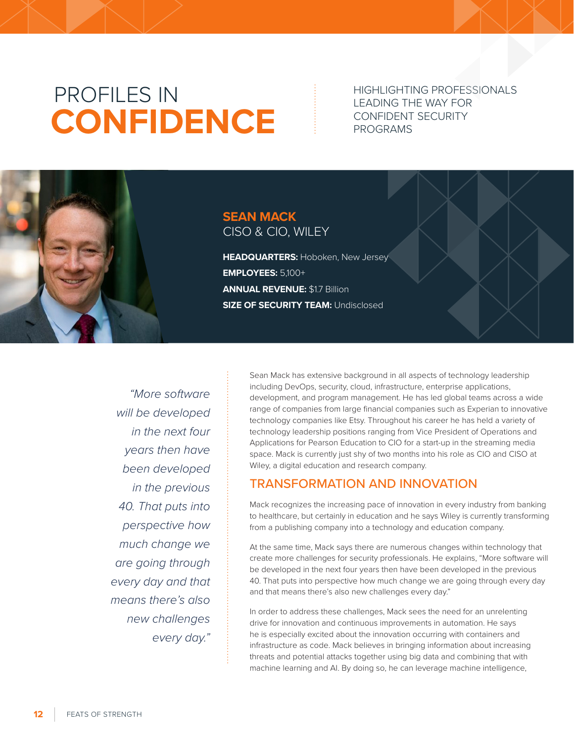# PROFILES IN **CONFIDENCE**

HIGHLIGHTING PROFESSIONALS LEADING THE WAY FOR CONFIDENT SECURITY PROGRAMS

## SEAN MACK

CISO & CIO, WILEY

**HEADQUARTERS:** Hoboken, New Jersey
**EMPLOYEES:** 5,100+
**ANNUAL REVENUE:** $1.7 Billion
**SIZE OF SECURITY TEAM:** Undisclosed

*"More software will be developed in the next four years then have been developed in the previous 40. That puts into perspective how much change we are going through every day and that means there's also new challenges every day."*

Sean Mack has extensive background in all aspects of technology leadership including DevOps, security, cloud, infrastructure, enterprise applications, development, and program management. He has led global teams across a wide range of companies from large financial companies such as Experian to innovative technology companies like Etsy. Throughout his career he has held a variety of technology leadership positions ranging from Vice President of Operations and Applications for Pearson Education to CIO for a start-up in the streaming media space. Mack is currently just shy of two months into his role as CIO and CISO at Wiley, a digital education and research company.

## TRANSFORMATION AND INNOVATION

Mack recognizes the increasing pace of innovation in every industry from banking to healthcare, but certainly in education and he says Wiley is currently transforming from a publishing company into a technology and education company.

At the same time, Mack says there are numerous changes within technology that create more challenges for security professionals. He explains, "More software will be developed in the next four years then have been developed in the previous 40. That puts into perspective how much change we are going through every day and that means there's also new challenges every day."

In order to address these challenges, Mack sees the need for an unrelenting drive for innovation and continuous improvements in automation. He says he is especially excited about the innovation occurring with containers and infrastructure as code. Mack believes in bringing information about increasing threats and potential attacks together using big data and combining that with machine learning and AI. By doing so, he can leverage machine intelligence,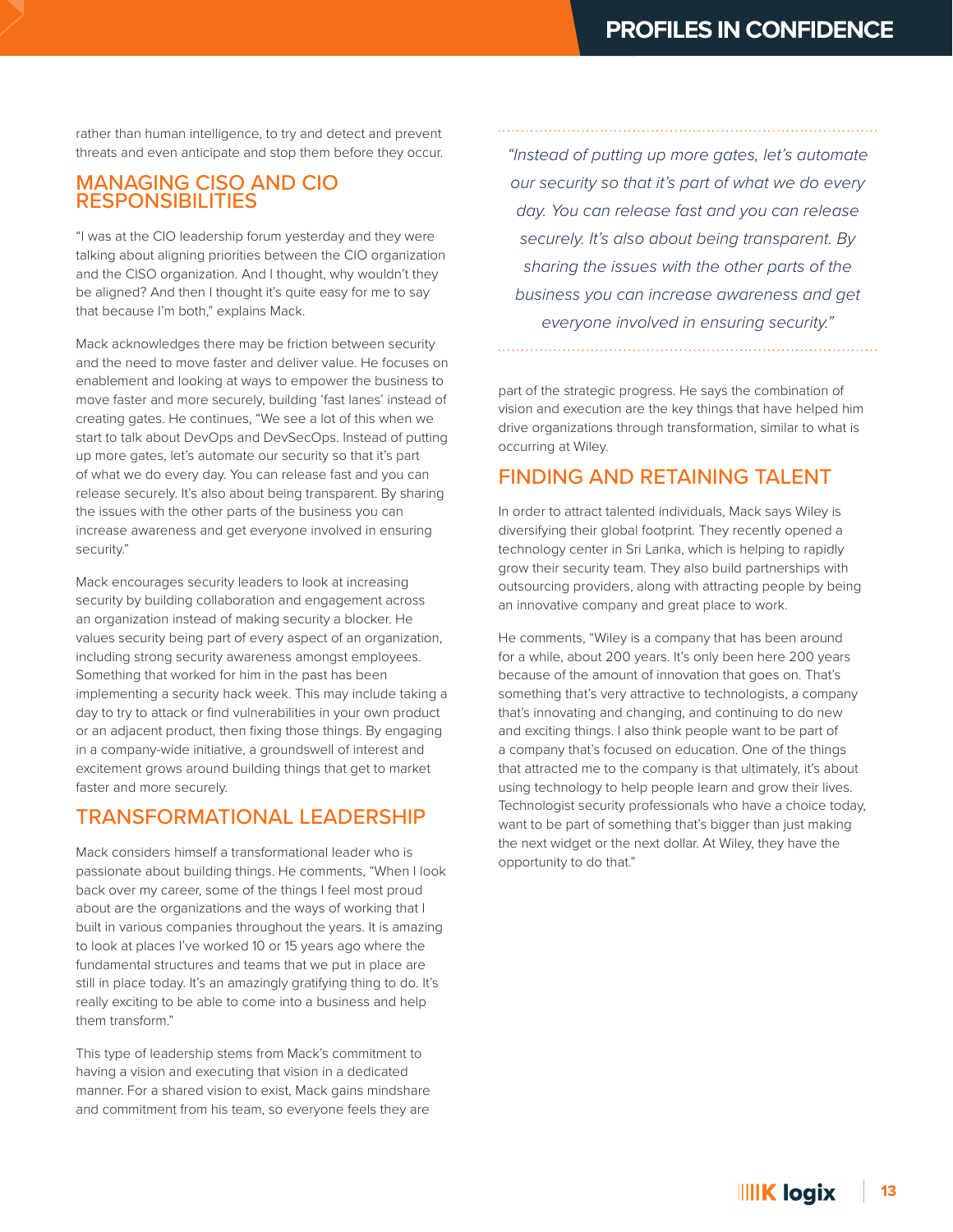rather than human intelligence, to try and detect and prevent threats and even anticipate and stop them before they occur.

## MANAGING CISO AND CIO RESPONSIBILITIES

"I was at the CIO leadership forum yesterday and they were talking about aligning priorities between the CIO organization and the CISO organization. And I thought, why wouldn't they be aligned? And then I thought it's quite easy for me to say that because I'm both," explains Mack.

Mack acknowledges there may be friction between security and the need to move faster and deliver value. He focuses on enablement and looking at ways to empower the business to move faster and more securely, building 'fast lanes' instead of creating gates. He continues, "We see a lot of this when we start to talk about DevOps and DevSecOps. Instead of putting up more gates, let's automate our security so that it's part of what we do every day. You can release fast and you can release securely. It's also about being transparent. By sharing the issues with the other parts of the business you can increase awareness and get everyone involved in ensuring security."

Mack encourages security leaders to look at increasing security by building collaboration and engagement across an organization instead of making security a blocker. He values security being part of every aspect of an organization, including strong security awareness amongst employees. Something that worked for him in the past has been implementing a security hack week. This may include taking a day to try to attack or find vulnerabilities in your own product or an adjacent product, then fixing those things. By engaging in a company-wide initiative, a groundswell of interest and excitement grows around building things that get to market faster and more securely.

## TRANSFORMATIONAL LEADERSHIP

Mack considers himself a transformational leader who is passionate about building things. He comments, "When I look back over my career, some of the things I feel most proud about are the organizations and the ways of working that I built in various companies throughout the years. It is amazing to look at places I've worked 10 or 15 years ago where the fundamental structures and teams that we put in place are still in place today. It's an amazingly gratifying thing to do. It's really exciting to be able to come into a business and help them transform."

This type of leadership stems from Mack's commitment to having a vision and executing that vision in a dedicated manner. For a shared vision to exist, Mack gains mindshare and commitment from his team, so everyone feels they are part of the strategic progress. He says the combination of vision and execution are the key things that have helped him drive organizations through transformation, similar to what is occurring at Wiley.

*"Instead of putting up more gates, let's automate our security so that it's part of what we do every day. You can release fast and you can release securely. It's also about being transparent. By sharing the issues with the other parts of the business you can increase awareness and get everyone involved in ensuring security."*

## FINDING AND RETAINING TALENT

In order to attract talented individuals, Mack says Wiley is diversifying their global footprint. They recently opened a technology center in Sri Lanka, which is helping to rapidly grow their security team. They also build partnerships with outsourcing providers, along with attracting people by being an innovative company and great place to work.

He comments, "Wiley is a company that has been around for a while, about 200 years. It's only been here 200 years because of the amount of innovation that goes on. That's something that's very attractive to technologists, a company that's innovating and changing, and continuing to do new and exciting things. I also think people want to be part of a company that's focused on education. One of the things that attracted me to the company is that ultimately, it's about using technology to help people learn and grow their lives. Technologist security professionals who have a choice today, want to be part of something that's bigger than just making the next widget or the next dollar. At Wiley, they have the opportunity to do that."